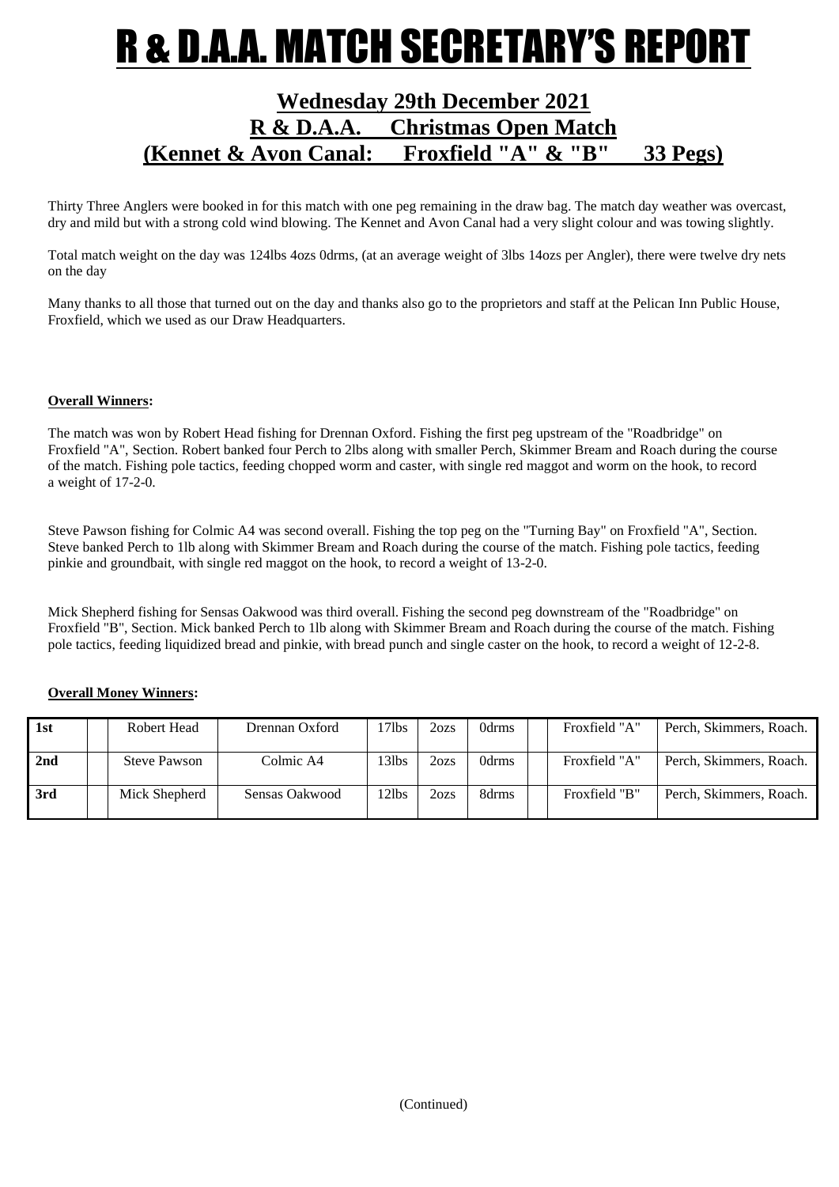# R & D.A.A. MATCH SECRETARY'S REPORT

## Wednesday 29th December 2021
## R & D.A.A. Christmas Open Match
## (Kennet & Avon Canal: Froxfield "A" & "B" 33 Pegs)

Thirty Three Anglers were booked in for this match with one peg remaining in the draw bag. The match day weather was overcast, dry and mild but with a strong cold wind blowing. The Kennet and Avon Canal had a very slight colour and was towing slightly.

Total match weight on the day was 124lbs 4ozs 0drms, (at an average weight of 3lbs 14ozs per Angler), there were twelve dry nets on the day

Many thanks to all those that turned out on the day and thanks also go to the proprietors and staff at the Pelican Inn Public House, Froxfield, which we used as our Draw Headquarters.

**Overall Winners:**

The match was won by Robert Head fishing for Drennan Oxford. Fishing the first peg upstream of the "Roadbridge" on Froxfield "A", Section. Robert banked four Perch to 2lbs along with smaller Perch, Skimmer Bream and Roach during the course of the match. Fishing pole tactics, feeding chopped worm and caster, with single red maggot and worm on the hook, to record a weight of 17-2-0.

Steve Pawson fishing for Colmic A4 was second overall. Fishing the top peg on the "Turning Bay" on Froxfield "A", Section. Steve banked Perch to 1lb along with Skimmer Bream and Roach during the course of the match. Fishing pole tactics, feeding pinkie and groundbait, with single red maggot on the hook, to record a weight of 13-2-0.

Mick Shepherd fishing for Sensas Oakwood was third overall. Fishing the second peg downstream of the "Roadbridge" on Froxfield "B", Section. Mick banked Perch to 1lb along with Skimmer Bream and Roach during the course of the match. Fishing pole tactics, feeding liquidized bread and pinkie, with bread punch and single caster on the hook, to record a weight of 12-2-8.

**Overall Money Winners:**

| | | | | | | | | | |
|---|---|---|---|---|---|---|---|---|---|
| **1st** | | Robert Head | Drennan Oxford | 17lbs | 2ozs | 0drms | | Froxfield "A" | Perch, Skimmers, Roach. |
| **2nd** | | Steve Pawson | Colmic A4 | 13lbs | 2ozs | 0drms | | Froxfield "A" | Perch, Skimmers, Roach. |
| **3rd** | | Mick Shepherd | Sensas Oakwood | 12lbs | 2ozs | 8drms | | Froxfield "B" | Perch, Skimmers, Roach. |

(Continued)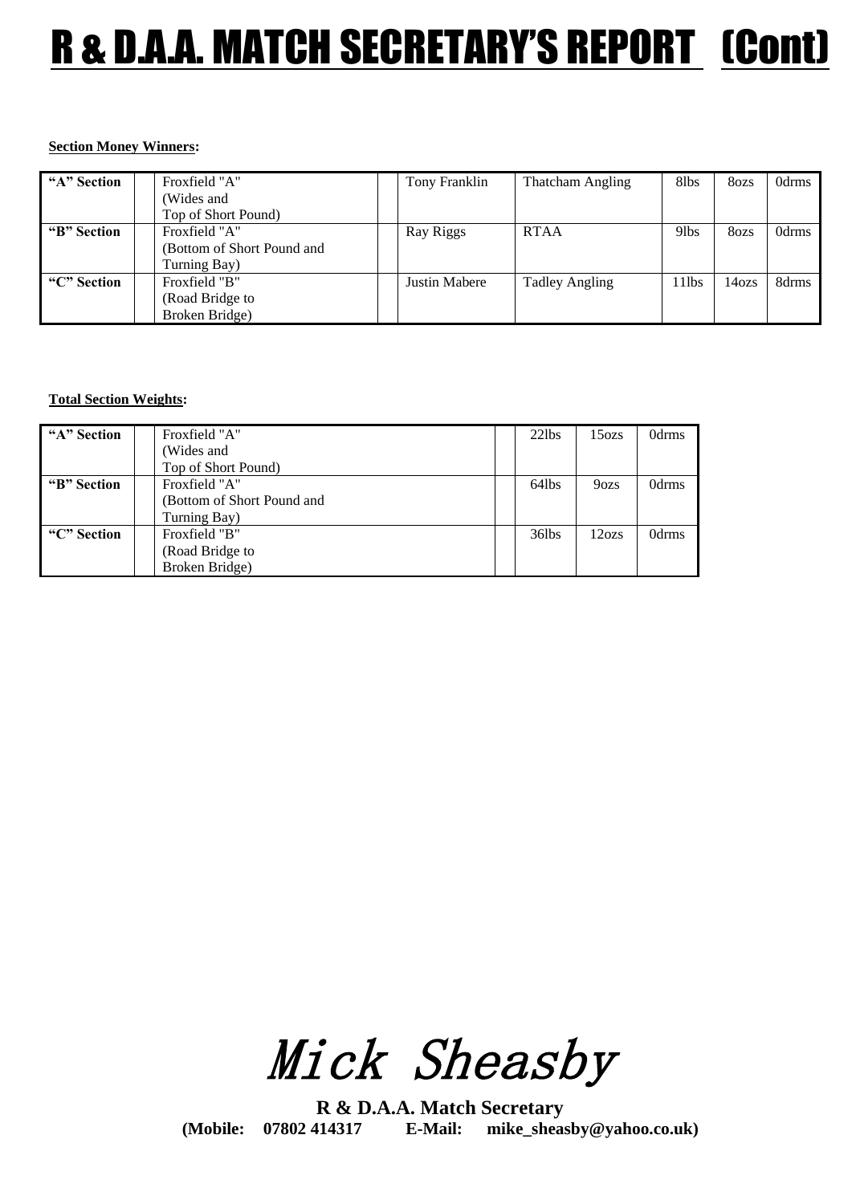# R & D.A.A. MATCH SECRETARY'S REPORT (Cont)

**Section Money Winners:**

| | | | | | | | | |
|---|---|---|---|---|---|---|---|---|
| **"A" Section** | | Froxfield "A" (Wides and Top of Short Pound) | | Tony Franklin | Thatcham Angling | 8lbs | 8ozs | 0drms |
| **"B" Section** | | Froxfield "A" (Bottom of Short Pound and Turning Bay) | | Ray Riggs | RTAA | 9lbs | 8ozs | 0drms |
| **"C" Section** | | Froxfield "B" (Road Bridge to Broken Bridge) | | Justin Mabere | Tadley Angling | 11lbs | 14ozs | 8drms |

**Total Section Weights:**

| | | | | | | |
|---|---|---|---|---|---|---|
| **"A" Section** | | Froxfield "A" (Wides and Top of Short Pound) | | 22lbs | 15ozs | 0drms |
| **"B" Section** | | Froxfield "A" (Bottom of Short Pound and Turning Bay) | | 64lbs | 9ozs | 0drms |
| **"C" Section** | | Froxfield "B" (Road Bridge to Broken Bridge) | | 36lbs | 12ozs | 0drms |

*Mick Sheasby*

**R & D.A.A. Match Secretary**
**(Mobile: 07802 414317 E-Mail: mike_sheasby@yahoo.co.uk)**